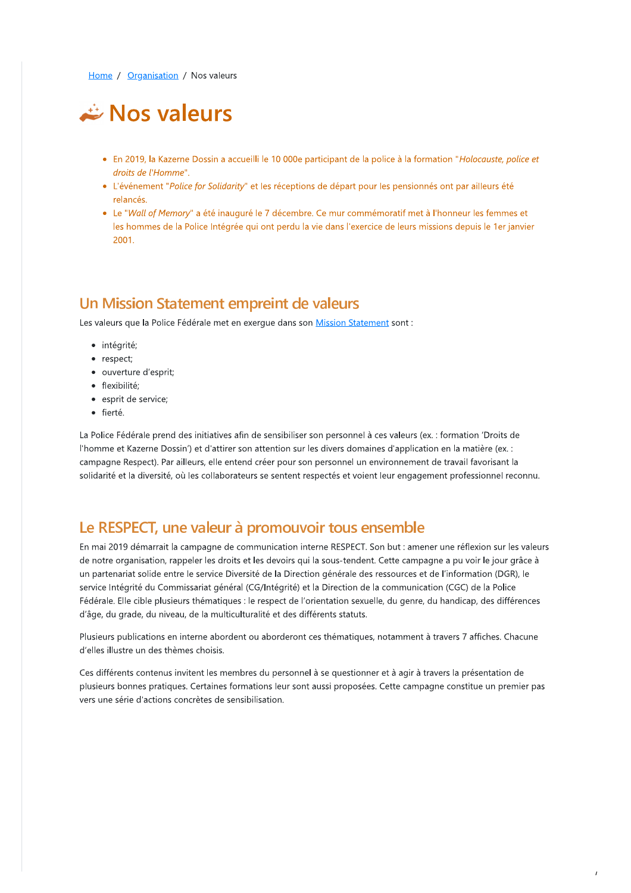[Home](#) / [Organisation](#) / Nos valeurs

# Nos valeurs

- En 2019, la Kazerne Dossin a accueilli le 10 000e participant de la police à la formation "*Holocauste, police et droits de l'Homme*".
- L'événement "*Police for Solidarity*" et les réceptions de départ pour les pensionnés ont par ailleurs été relancés.
- Le "*Wall of Memory*" a été inauguré le 7 décembre. Ce mur commémoratif met à l'honneur les femmes et les hommes de la Police Intégrée qui ont perdu la vie dans l'exercice de leurs missions depuis le 1er janvier 2001.

## Un Mission Statement empreint de valeurs

Les valeurs que la Police Fédérale met en exergue dans son [Mission Statement](#) sont :

- intégrité;
- respect;
- ouverture d'esprit;
- flexibilité;
- esprit de service;
- fierté.

La Police Fédérale prend des initiatives afin de sensibiliser son personnel à ces valeurs (ex. : formation 'Droits de l'homme et Kazerne Dossin') et d'attirer son attention sur les divers domaines d'application en la matière (ex. : campagne Respect). Par ailleurs, elle entend créer pour son personnel un environnement de travail favorisant la solidarité et la diversité, où les collaborateurs se sentent respectés et voient leur engagement professionnel reconnu.

## Le RESPECT, une valeur à promouvoir tous ensemble

En mai 2019 démarrait la campagne de communication interne RESPECT. Son but : amener une réflexion sur les valeurs de notre organisation, rappeler les droits et les devoirs qui la sous-tendent. Cette campagne a pu voir le jour grâce à un partenariat solide entre le service Diversité de la Direction générale des ressources et de l'information (DGR), le service Intégrité du Commissariat général (CG/Intégrité) et la Direction de la communication (CGC) de la Police Fédérale. Elle cible plusieurs thématiques : le respect de l'orientation sexuelle, du genre, du handicap, des différences d'âge, du grade, du niveau, de la multiculturalité et des différents statuts.

Plusieurs publications en interne abordent ou aborderont ces thématiques, notamment à travers 7 affiches. Chacune d'elles illustre un des thèmes choisis.

Ces différents contenus invitent les membres du personnel à se questionner et à agir à travers la présentation de plusieurs bonnes pratiques. Certaines formations leur sont aussi proposées. Cette campagne constitue un premier pas vers une série d'actions concrètes de sensibilisation.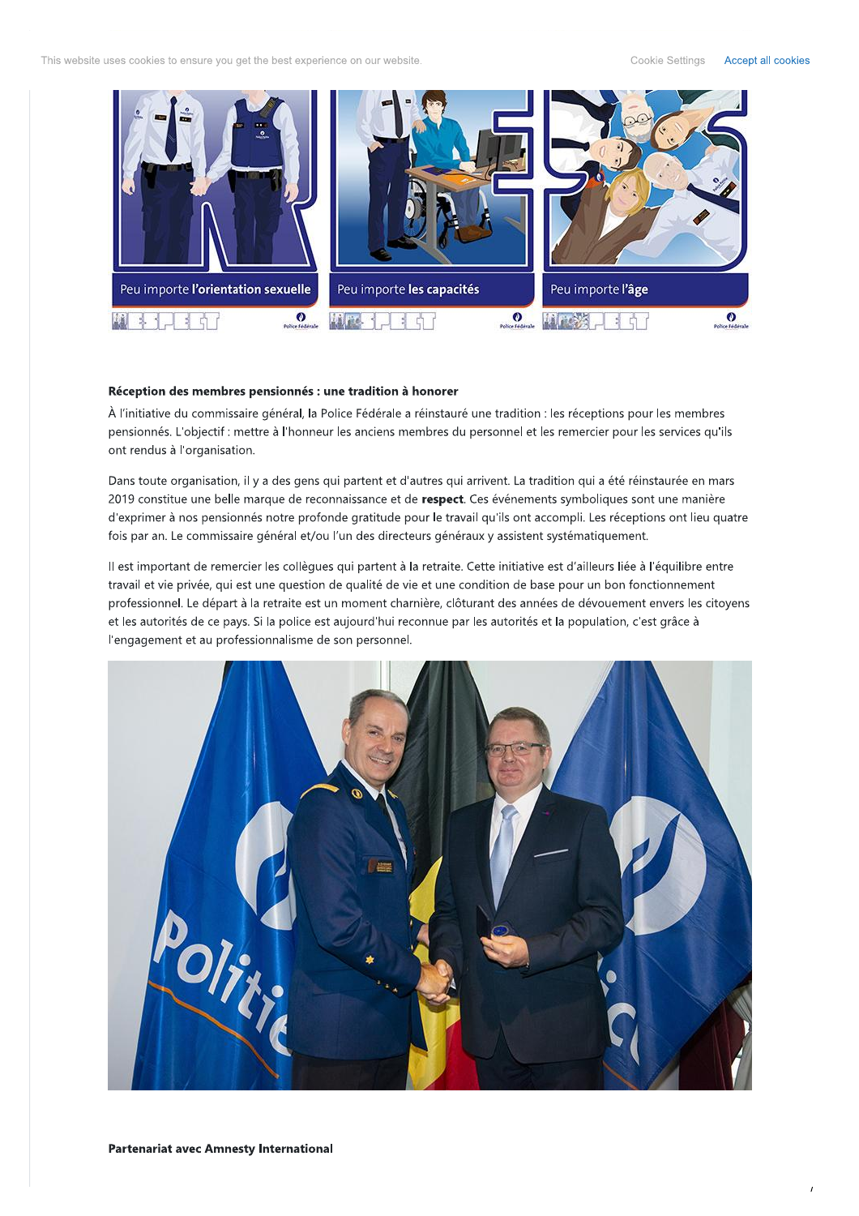**Réception des membres pensionnés : une tradition à honorer**

À l'initiative du commissaire général, la Police Fédérale a réinstauré une tradition : les réceptions pour les membres pensionnés. L'objectif : mettre à l'honneur les anciens membres du personnel et les remercier pour les services qu'ils ont rendus à l'organisation.

Dans toute organisation, il y a des gens qui partent et d'autres qui arrivent. La tradition qui a été réinstaurée en mars 2019 constitue une belle marque de reconnaissance et de **respect**. Ces événements symboliques sont une manière d'exprimer à nos pensionnés notre profonde gratitude pour le travail qu'ils ont accompli. Les réceptions ont lieu quatre fois par an. Le commissaire général et/ou l'un des directeurs généraux y assistent systématiquement.

Il est important de remercier les collègues qui partent à la retraite. Cette initiative est d'ailleurs liée à l'équilibre entre travail et vie privée, qui est une question de qualité de vie et une condition de base pour un bon fonctionnement professionnel. Le départ à la retraite est un moment charnière, clôturant des années de dévouement envers les citoyens et les autorités de ce pays. Si la police est aujourd'hui reconnue par les autorités et la population, c'est grâce à l'engagement et au professionnalisme de son personnel.

**Partenariat avec Amnesty International**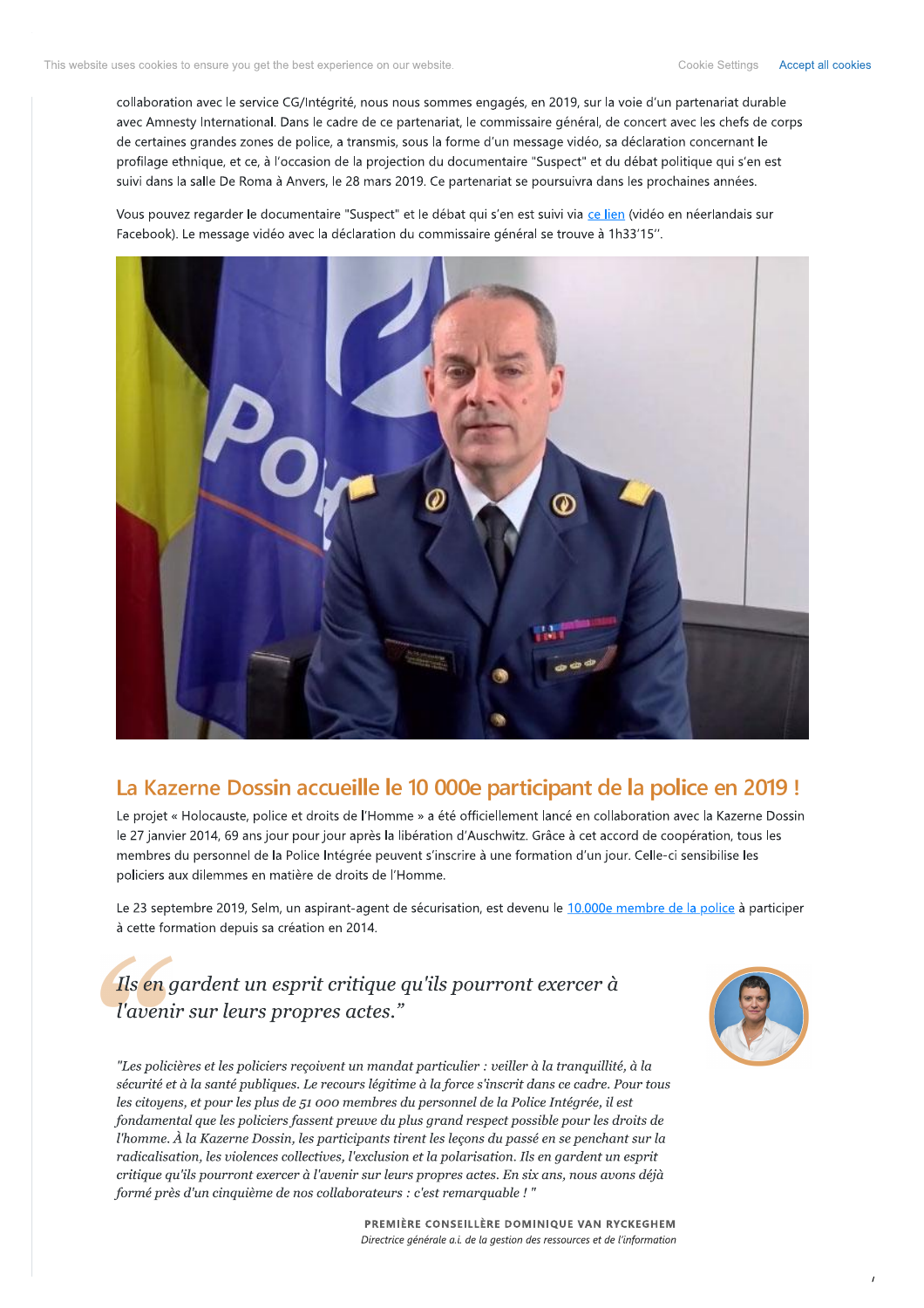collaboration avec le service CG/Intégrité, nous nous sommes engagés, en 2019, sur la voie d'un partenariat durable avec Amnesty International. Dans le cadre de ce partenariat, le commissaire général, de concert avec les chefs de corps de certaines grandes zones de police, a transmis, sous la forme d'un message vidéo, sa déclaration concernant le profilage ethnique, et ce, à l'occasion de la projection du documentaire "Suspect" et du débat politique qui s'en est suivi dans la salle De Roma à Anvers, le 28 mars 2019. Ce partenariat se poursuivra dans les prochaines années.

Vous pouvez regarder le documentaire "Suspect" et le débat qui s'en est suivi via ce lien (vidéo en néerlandais sur Facebook). Le message vidéo avec la déclaration du commissaire général se trouve à 1h33'15''.

## La Kazerne Dossin accueille le 10 000e participant de la police en 2019 !

Le projet « Holocauste, police et droits de l'Homme » a été officiellement lancé en collaboration avec la Kazerne Dossin le 27 janvier 2014, 69 ans jour pour jour après la libération d'Auschwitz. Grâce à cet accord de coopération, tous les membres du personnel de la Police Intégrée peuvent s'inscrire à une formation d'un jour. Celle-ci sensibilise les policiers aux dilemmes en matière de droits de l'Homme.

Le 23 septembre 2019, Selm, un aspirant-agent de sécurisation, est devenu le 10.000e membre de la police à participer à cette formation depuis sa création en 2014.

> *Ils en gardent un esprit critique qu'ils pourront exercer à l'avenir sur leurs propres actes."*

*"Les policières et les policiers reçoivent un mandat particulier : veiller à la tranquillité, à la sécurité et à la santé publiques. Le recours légitime à la force s'inscrit dans ce cadre. Pour tous les citoyens, et pour les plus de 51 000 membres du personnel de la Police Intégrée, il est fondamental que les policiers fassent preuve du plus grand respect possible pour les droits de l'homme. À la Kazerne Dossin, les participants tirent les leçons du passé en se penchant sur la radicalisation, les violences collectives, l'exclusion et la polarisation. Ils en gardent un esprit critique qu'ils pourront exercer à l'avenir sur leurs propres actes. En six ans, nous avons déjà formé près d'un cinquième de nos collaborateurs : c'est remarquable ! "*

**PREMIÈRE CONSEILLÈRE DOMINIQUE VAN RYCKEGHEM**
*Directrice générale a.i. de la gestion des ressources et de l'information*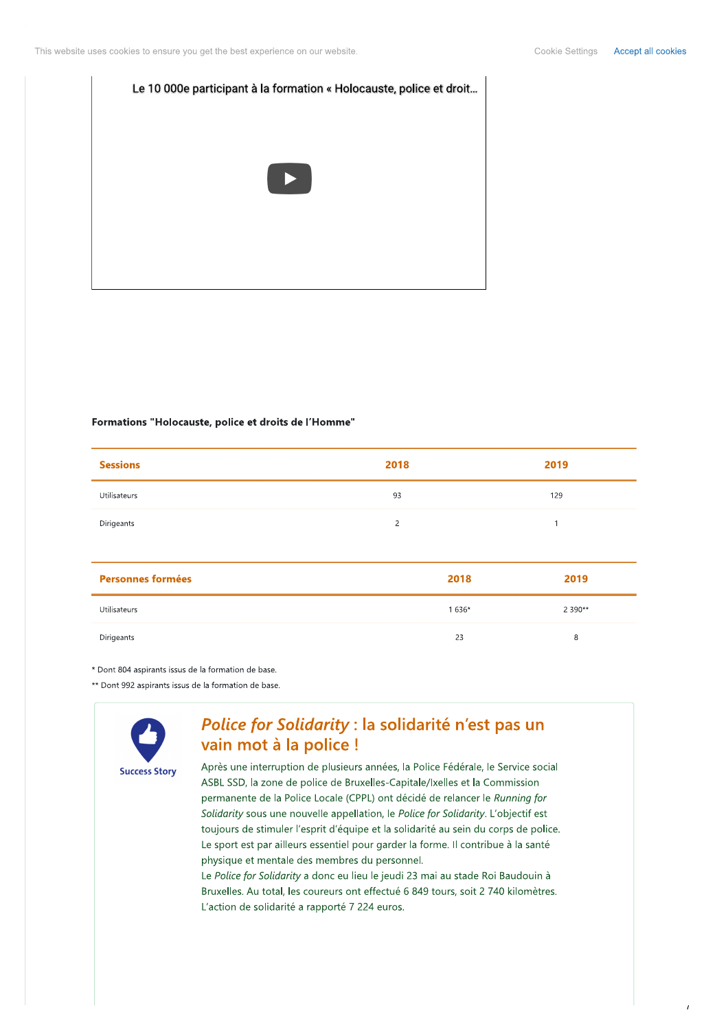Le 10 000e participant à la formation « Holocauste, police et droit...

**Formations "Holocauste, police et droits de l'Homme"**

| Sessions | 2018 | 2019 |
|---|---|---|
| Utilisateurs | 93 | 129 |
| Dirigeants | 2 | 1 |

| Personnes formées | 2018 | 2019 |
|---|---|---|
| Utilisateurs | 1 636* | 2 390** |
| Dirigeants | 23 | 8 |

\* Dont 804 aspirants issus de la formation de base.

\*\* Dont 992 aspirants issus de la formation de base.

Success Story

## *Police for Solidarity* : la solidarité n'est pas un vain mot à la police !

Après une interruption de plusieurs années, la Police Fédérale, le Service social ASBL SSD, la zone de police de Bruxelles-Capitale/Ixelles et la Commission permanente de la Police Locale (CPPL) ont décidé de relancer le *Running for Solidarity* sous une nouvelle appellation, le *Police for Solidarity*. L'objectif est toujours de stimuler l'esprit d'équipe et la solidarité au sein du corps de police. Le sport est par ailleurs essentiel pour garder la forme. Il contribue à la santé physique et mentale des membres du personnel.

Le *Police for Solidarity* a donc eu lieu le jeudi 23 mai au stade Roi Baudouin à Bruxelles. Au total, les coureurs ont effectué 6 849 tours, soit 2 740 kilomètres. L'action de solidarité a rapporté 7 224 euros.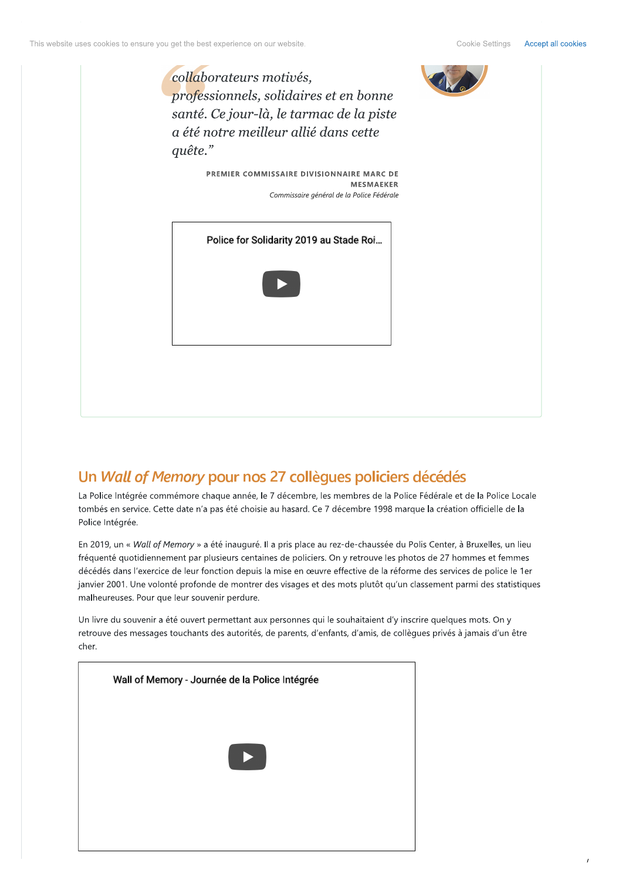collaborateurs motivés, professionnels, solidaires et en bonne santé. Ce jour-là, le tarmac de la piste a été notre meilleur allié dans cette quête."*

**PREMIER COMMISSAIRE DIVISIONNAIRE MARC DE MESMAEKER**
*Commissaire général de la Police Fédérale*

Police for Solidarity 2019 au Stade Roi...

## Un *Wall of Memory* pour nos 27 collègues policiers décédés

La Police Intégrée commémore chaque année, le 7 décembre, les membres de la Police Fédérale et de la Police Locale tombés en service. Cette date n'a pas été choisie au hasard. Ce 7 décembre 1998 marque la création officielle de la Police Intégrée.

En 2019, un « *Wall of Memory* » a été inauguré. Il a pris place au rez-de-chaussée du Polis Center, à Bruxelles, un lieu fréquenté quotidiennement par plusieurs centaines de policiers. On y retrouve les photos de 27 hommes et femmes décédés dans l'exercice de leur fonction depuis la mise en œuvre effective de la réforme des services de police le 1er janvier 2001. Une volonté profonde de montrer des visages et des mots plutôt qu'un classement parmi des statistiques malheureuses. Pour que leur souvenir perdure.

Un livre du souvenir a été ouvert permettant aux personnes qui le souhaitaient d'y inscrire quelques mots. On y retrouve des messages touchants des autorités, de parents, d'enfants, d'amis, de collègues privés à jamais d'un être cher.

Wall of Memory - Journée de la Police Intégrée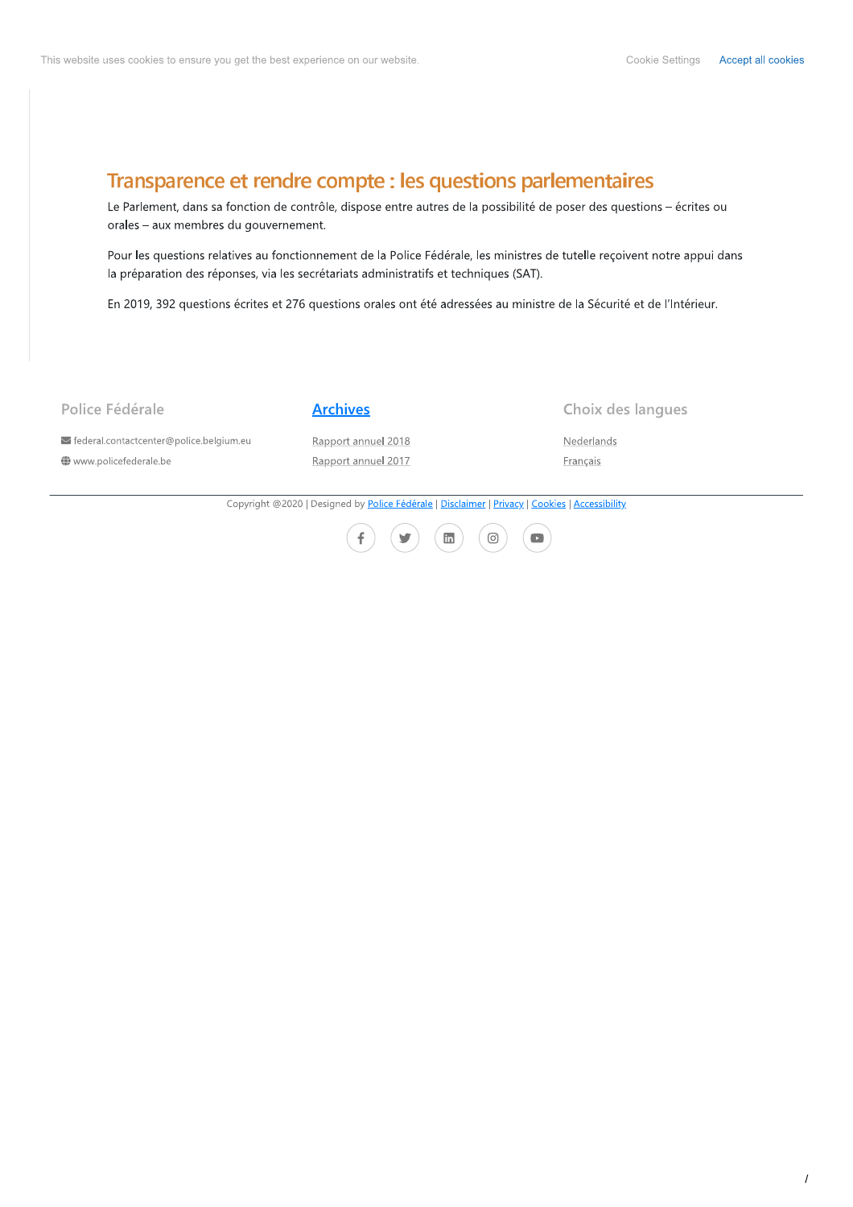This website uses cookies to ensure you get the best experience on our website.

Cookie Settings    Accept all cookies

## Transparence et rendre compte : les questions parlementaires

Le Parlement, dans sa fonction de contrôle, dispose entre autres de la possibilité de poser des questions – écrites ou orales – aux membres du gouvernement.

Pour les questions relatives au fonctionnement de la Police Fédérale, les ministres de tutelle reçoivent notre appui dans la préparation des réponses, via les secrétariats administratifs et techniques (SAT).

En 2019, 392 questions écrites et 276 questions orales ont été adressées au ministre de la Sécurité et de l'Intérieur.

### Police Fédérale

federal.contactcenter@police.belgium.eu

www.policefederale.be

### Archives

Rapport annuel 2018

Rapport annuel 2017

### Choix des langues

Nederlands

Français

Copyright @2020 | Designed by Police Fédérale | Disclaimer | Privacy | Cookies | Accessibility